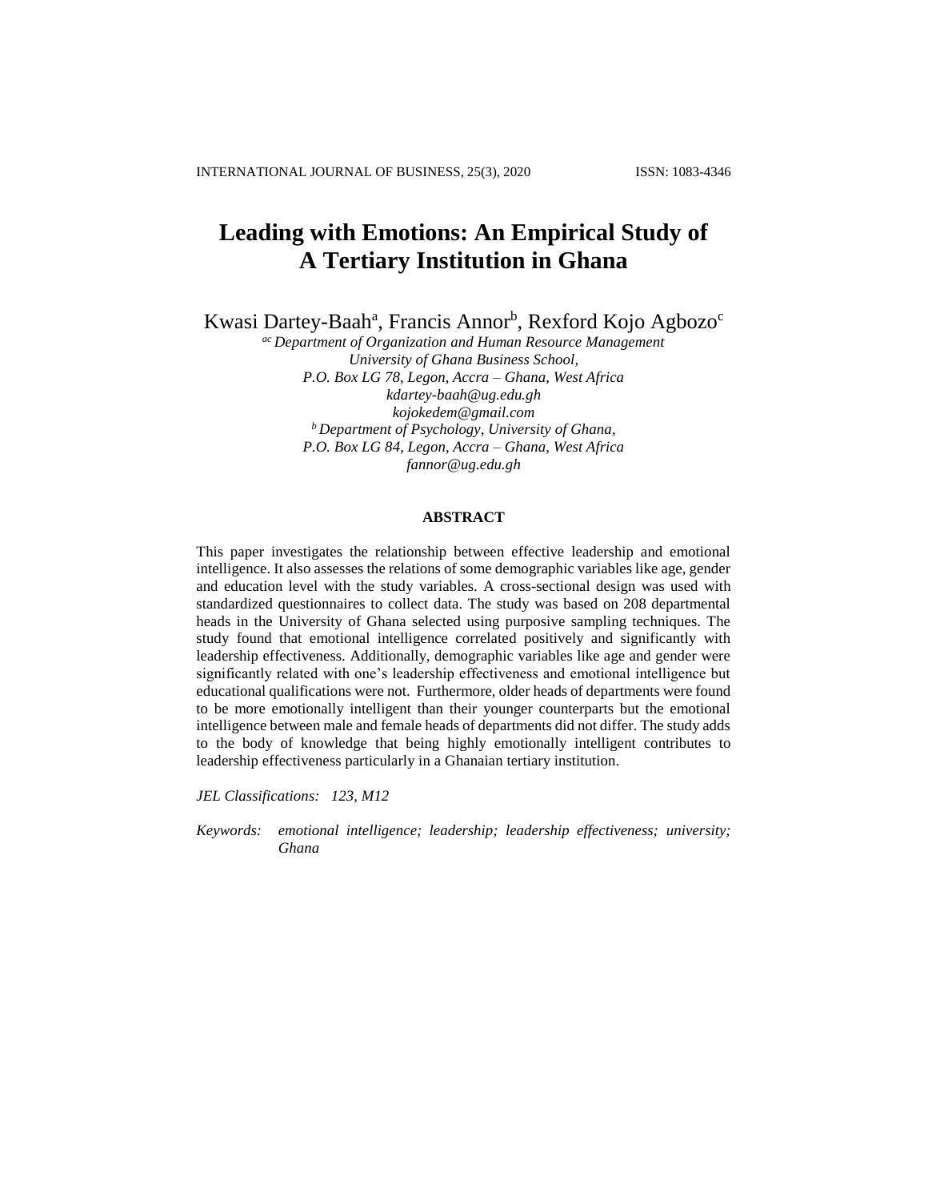# Leading with Emotions: An Empirical Study of A Tertiary Institution in Ghana

Kwasi Dartey-Baah[a], Francis Annor[b], Rexford Kojo Agbozo[c]

*[ac] Department of Organization and Human Resource Management*
*University of Ghana Business School,*
*P.O. Box LG 78, Legon, Accra – Ghana, West Africa*
*kdartey-baah@ug.edu.gh*
*kojokedem@gmail.com*
*[b] Department of Psychology, University of Ghana,*
*P.O. Box LG 84, Legon, Accra – Ghana, West Africa*
*fannor@ug.edu.gh*

## ABSTRACT

This paper investigates the relationship between effective leadership and emotional intelligence. It also assesses the relations of some demographic variables like age, gender and education level with the study variables. A cross-sectional design was used with standardized questionnaires to collect data. The study was based on 208 departmental heads in the University of Ghana selected using purposive sampling techniques. The study found that emotional intelligence correlated positively and significantly with leadership effectiveness. Additionally, demographic variables like age and gender were significantly related with one's leadership effectiveness and emotional intelligence but educational qualifications were not. Furthermore, older heads of departments were found to be more emotionally intelligent than their younger counterparts but the emotional intelligence between male and female heads of departments did not differ. The study adds to the body of knowledge that being highly emotionally intelligent contributes to leadership effectiveness particularly in a Ghanaian tertiary institution.

*JEL Classifications: 123, M12*

*Keywords: emotional intelligence; leadership; leadership effectiveness; university; Ghana*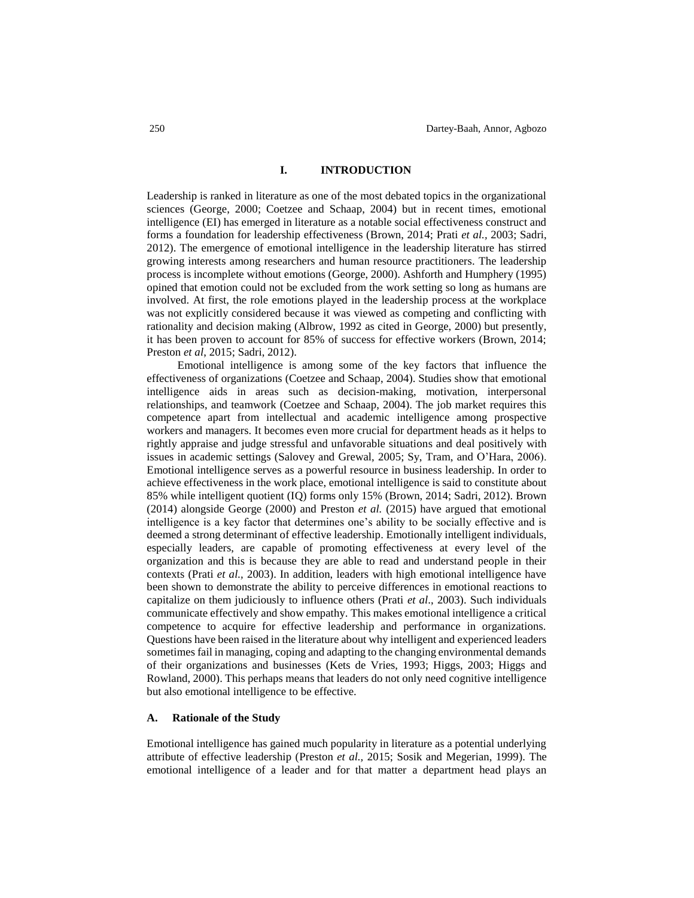# I. INTRODUCTION

Leadership is ranked in literature as one of the most debated topics in the organizational sciences (George, 2000; Coetzee and Schaap, 2004) but in recent times, emotional intelligence (EI) has emerged in literature as a notable social effectiveness construct and forms a foundation for leadership effectiveness (Brown, 2014; Prati *et al.,* 2003; Sadri, 2012). The emergence of emotional intelligence in the leadership literature has stirred growing interests among researchers and human resource practitioners. The leadership process is incomplete without emotions (George, 2000). Ashforth and Humphery (1995) opined that emotion could not be excluded from the work setting so long as humans are involved. At first, the role emotions played in the leadership process at the workplace was not explicitly considered because it was viewed as competing and conflicting with rationality and decision making (Albrow, 1992 as cited in George, 2000) but presently, it has been proven to account for 85% of success for effective workers (Brown, 2014; Preston *et al*, 2015; Sadri, 2012).

Emotional intelligence is among some of the key factors that influence the effectiveness of organizations (Coetzee and Schaap, 2004). Studies show that emotional intelligence aids in areas such as decision-making, motivation, interpersonal relationships, and teamwork (Coetzee and Schaap, 2004). The job market requires this competence apart from intellectual and academic intelligence among prospective workers and managers. It becomes even more crucial for department heads as it helps to rightly appraise and judge stressful and unfavorable situations and deal positively with issues in academic settings (Salovey and Grewal, 2005; Sy, Tram, and O'Hara, 2006). Emotional intelligence serves as a powerful resource in business leadership. In order to achieve effectiveness in the work place, emotional intelligence is said to constitute about 85% while intelligent quotient (IQ) forms only 15% (Brown, 2014; Sadri, 2012). Brown (2014) alongside George (2000) and Preston *et al.* (2015) have argued that emotional intelligence is a key factor that determines one's ability to be socially effective and is deemed a strong determinant of effective leadership. Emotionally intelligent individuals, especially leaders, are capable of promoting effectiveness at every level of the organization and this is because they are able to read and understand people in their contexts (Prati *et al.,* 2003). In addition, leaders with high emotional intelligence have been shown to demonstrate the ability to perceive differences in emotional reactions to capitalize on them judiciously to influence others (Prati *et al*., 2003). Such individuals communicate effectively and show empathy. This makes emotional intelligence a critical competence to acquire for effective leadership and performance in organizations. Questions have been raised in the literature about why intelligent and experienced leaders sometimes fail in managing, coping and adapting to the changing environmental demands of their organizations and businesses (Kets de Vries, 1993; Higgs, 2003; Higgs and Rowland, 2000). This perhaps means that leaders do not only need cognitive intelligence but also emotional intelligence to be effective.

## A. Rationale of the Study

Emotional intelligence has gained much popularity in literature as a potential underlying attribute of effective leadership (Preston *et al.,* 2015; Sosik and Megerian, 1999). The emotional intelligence of a leader and for that matter a department head plays an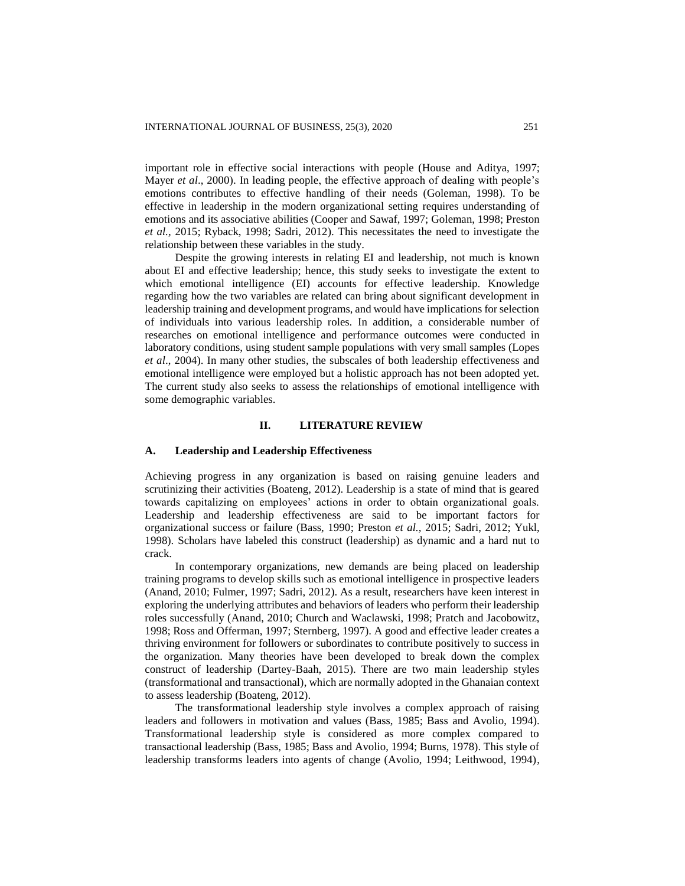important role in effective social interactions with people (House and Aditya, 1997; Mayer *et al*., 2000). In leading people, the effective approach of dealing with people's emotions contributes to effective handling of their needs (Goleman, 1998). To be effective in leadership in the modern organizational setting requires understanding of emotions and its associative abilities (Cooper and Sawaf, 1997; Goleman, 1998; Preston *et al.,* 2015; Ryback, 1998; Sadri, 2012). This necessitates the need to investigate the relationship between these variables in the study.

Despite the growing interests in relating EI and leadership, not much is known about EI and effective leadership; hence, this study seeks to investigate the extent to which emotional intelligence (EI) accounts for effective leadership. Knowledge regarding how the two variables are related can bring about significant development in leadership training and development programs, and would have implications for selection of individuals into various leadership roles. In addition, a considerable number of researches on emotional intelligence and performance outcomes were conducted in laboratory conditions, using student sample populations with very small samples (Lopes *et al*., 2004). In many other studies, the subscales of both leadership effectiveness and emotional intelligence were employed but a holistic approach has not been adopted yet. The current study also seeks to assess the relationships of emotional intelligence with some demographic variables.

## II. LITERATURE REVIEW

### A. Leadership and Leadership Effectiveness

Achieving progress in any organization is based on raising genuine leaders and scrutinizing their activities (Boateng, 2012). Leadership is a state of mind that is geared towards capitalizing on employees' actions in order to obtain organizational goals. Leadership and leadership effectiveness are said to be important factors for organizational success or failure (Bass, 1990; Preston *et al.,* 2015; Sadri, 2012; Yukl, 1998). Scholars have labeled this construct (leadership) as dynamic and a hard nut to crack.

In contemporary organizations, new demands are being placed on leadership training programs to develop skills such as emotional intelligence in prospective leaders (Anand, 2010; Fulmer, 1997; Sadri, 2012). As a result, researchers have keen interest in exploring the underlying attributes and behaviors of leaders who perform their leadership roles successfully (Anand, 2010; Church and Waclawski, 1998; Pratch and Jacobowitz, 1998; Ross and Offerman, 1997; Sternberg, 1997). A good and effective leader creates a thriving environment for followers or subordinates to contribute positively to success in the organization. Many theories have been developed to break down the complex construct of leadership (Dartey-Baah, 2015). There are two main leadership styles (transformational and transactional), which are normally adopted in the Ghanaian context to assess leadership (Boateng, 2012).

The transformational leadership style involves a complex approach of raising leaders and followers in motivation and values (Bass, 1985; Bass and Avolio, 1994). Transformational leadership style is considered as more complex compared to transactional leadership (Bass, 1985; Bass and Avolio, 1994; Burns, 1978). This style of leadership transforms leaders into agents of change (Avolio, 1994; Leithwood, 1994),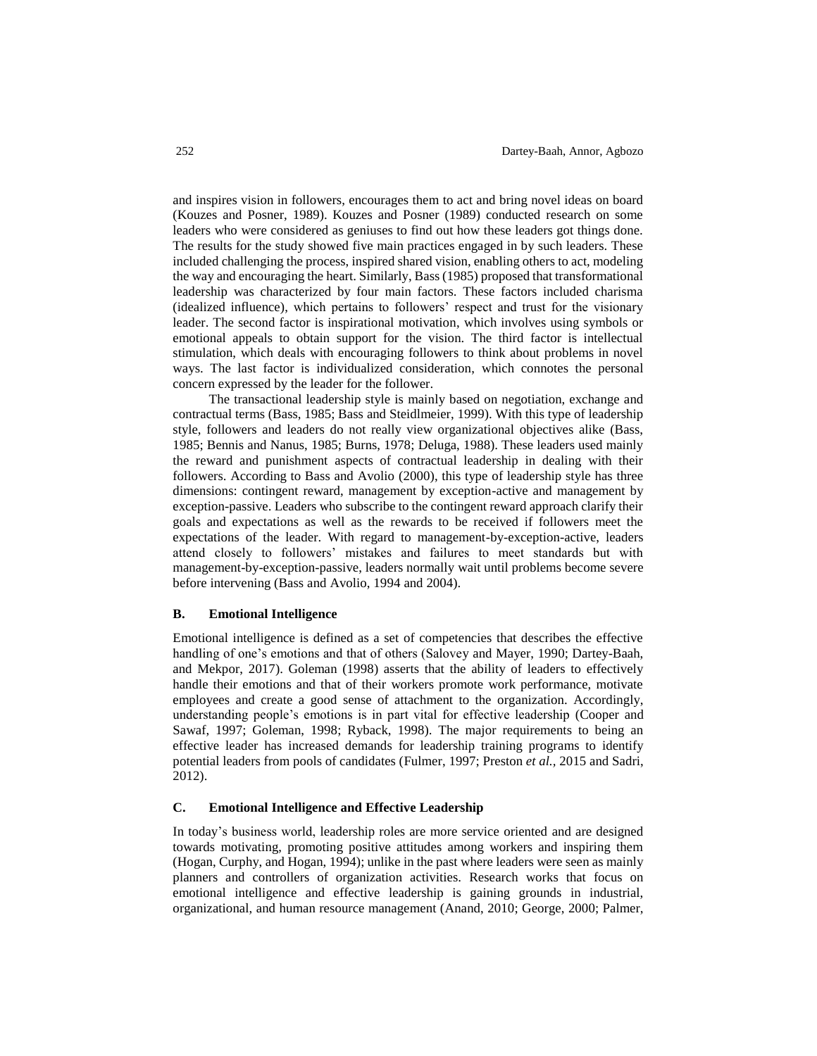and inspires vision in followers, encourages them to act and bring novel ideas on board (Kouzes and Posner, 1989). Kouzes and Posner (1989) conducted research on some leaders who were considered as geniuses to find out how these leaders got things done. The results for the study showed five main practices engaged in by such leaders. These included challenging the process, inspired shared vision, enabling others to act, modeling the way and encouraging the heart. Similarly, Bass (1985) proposed that transformational leadership was characterized by four main factors. These factors included charisma (idealized influence), which pertains to followers' respect and trust for the visionary leader. The second factor is inspirational motivation, which involves using symbols or emotional appeals to obtain support for the vision. The third factor is intellectual stimulation, which deals with encouraging followers to think about problems in novel ways. The last factor is individualized consideration, which connotes the personal concern expressed by the leader for the follower.

The transactional leadership style is mainly based on negotiation, exchange and contractual terms (Bass, 1985; Bass and Steidlmeier, 1999). With this type of leadership style, followers and leaders do not really view organizational objectives alike (Bass, 1985; Bennis and Nanus, 1985; Burns, 1978; Deluga, 1988). These leaders used mainly the reward and punishment aspects of contractual leadership in dealing with their followers. According to Bass and Avolio (2000), this type of leadership style has three dimensions: contingent reward, management by exception-active and management by exception-passive. Leaders who subscribe to the contingent reward approach clarify their goals and expectations as well as the rewards to be received if followers meet the expectations of the leader. With regard to management-by-exception-active, leaders attend closely to followers' mistakes and failures to meet standards but with management-by-exception-passive, leaders normally wait until problems become severe before intervening (Bass and Avolio, 1994 and 2004).

### B. Emotional Intelligence

Emotional intelligence is defined as a set of competencies that describes the effective handling of one's emotions and that of others (Salovey and Mayer, 1990; Dartey-Baah, and Mekpor, 2017). Goleman (1998) asserts that the ability of leaders to effectively handle their emotions and that of their workers promote work performance, motivate employees and create a good sense of attachment to the organization. Accordingly, understanding people's emotions is in part vital for effective leadership (Cooper and Sawaf, 1997; Goleman, 1998; Ryback, 1998). The major requirements to being an effective leader has increased demands for leadership training programs to identify potential leaders from pools of candidates (Fulmer, 1997; Preston *et al.,* 2015 and Sadri, 2012).

### C. Emotional Intelligence and Effective Leadership

In today's business world, leadership roles are more service oriented and are designed towards motivating, promoting positive attitudes among workers and inspiring them (Hogan, Curphy, and Hogan, 1994); unlike in the past where leaders were seen as mainly planners and controllers of organization activities. Research works that focus on emotional intelligence and effective leadership is gaining grounds in industrial, organizational, and human resource management (Anand, 2010; George, 2000; Palmer,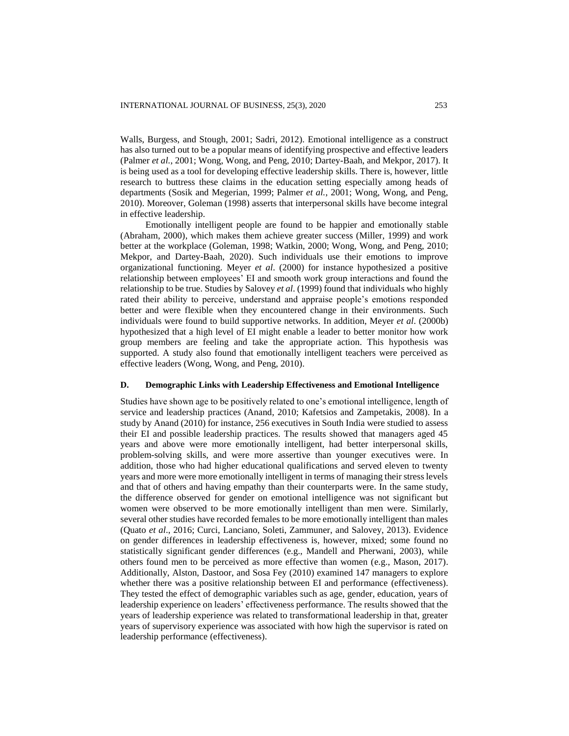Walls, Burgess, and Stough, 2001; Sadri, 2012). Emotional intelligence as a construct has also turned out to be a popular means of identifying prospective and effective leaders (Palmer *et al.*, 2001; Wong, Wong, and Peng, 2010; Dartey-Baah, and Mekpor, 2017). It is being used as a tool for developing effective leadership skills. There is, however, little research to buttress these claims in the education setting especially among heads of departments (Sosik and Megerian, 1999; Palmer *et al.*, 2001; Wong, Wong, and Peng, 2010). Moreover, Goleman (1998) asserts that interpersonal skills have become integral in effective leadership.

Emotionally intelligent people are found to be happier and emotionally stable (Abraham, 2000), which makes them achieve greater success (Miller, 1999) and work better at the workplace (Goleman, 1998; Watkin, 2000; Wong, Wong, and Peng, 2010; Mekpor, and Dartey-Baah, 2020). Such individuals use their emotions to improve organizational functioning. Meyer *et al*. (2000) for instance hypothesized a positive relationship between employees' EI and smooth work group interactions and found the relationship to be true. Studies by Salovey *et al*. (1999) found that individuals who highly rated their ability to perceive, understand and appraise people's emotions responded better and were flexible when they encountered change in their environments. Such individuals were found to build supportive networks. In addition, Meyer *et al*. (2000b) hypothesized that a high level of EI might enable a leader to better monitor how work group members are feeling and take the appropriate action. This hypothesis was supported. A study also found that emotionally intelligent teachers were perceived as effective leaders (Wong, Wong, and Peng, 2010).

### D. Demographic Links with Leadership Effectiveness and Emotional Intelligence

Studies have shown age to be positively related to one's emotional intelligence, length of service and leadership practices (Anand, 2010; Kafetsios and Zampetakis, 2008). In a study by Anand (2010) for instance, 256 executives in South India were studied to assess their EI and possible leadership practices. The results showed that managers aged 45 years and above were more emotionally intelligent, had better interpersonal skills, problem-solving skills, and were more assertive than younger executives were. In addition, those who had higher educational qualifications and served eleven to twenty years and more were more emotionally intelligent in terms of managing their stress levels and that of others and having empathy than their counterparts were. In the same study, the difference observed for gender on emotional intelligence was not significant but women were observed to be more emotionally intelligent than men were. Similarly, several other studies have recorded females to be more emotionally intelligent than males (Quato *et al*., 2016; Curci, Lanciano, Soleti, Zammuner, and Salovey, 2013). Evidence on gender differences in leadership effectiveness is, however, mixed; some found no statistically significant gender differences (e.g., Mandell and Pherwani, 2003), while others found men to be perceived as more effective than women (e.g., Mason, 2017). Additionally, Alston, Dastoor, and Sosa Fey (2010) examined 147 managers to explore whether there was a positive relationship between EI and performance (effectiveness). They tested the effect of demographic variables such as age, gender, education, years of leadership experience on leaders' effectiveness performance. The results showed that the years of leadership experience was related to transformational leadership in that, greater years of supervisory experience was associated with how high the supervisor is rated on leadership performance (effectiveness).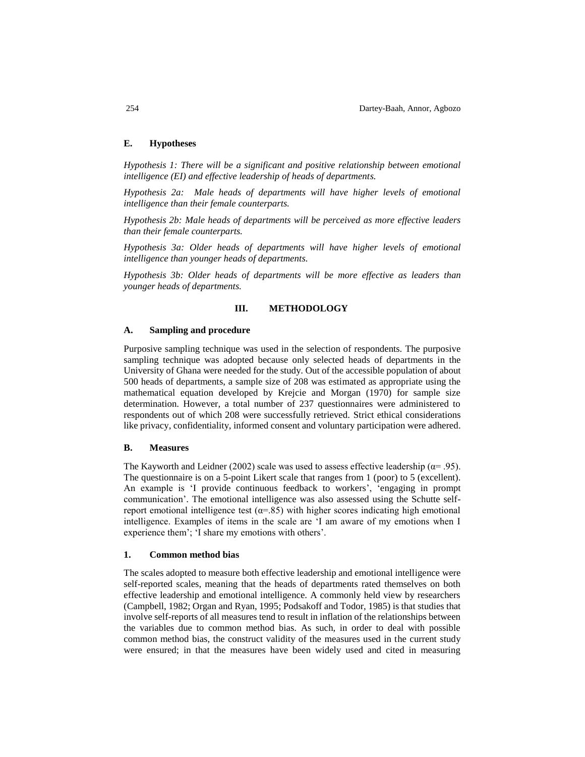### E. Hypotheses

*Hypothesis 1: There will be a significant and positive relationship between emotional intelligence (EI) and effective leadership of heads of departments.*

*Hypothesis 2a: Male heads of departments will have higher levels of emotional intelligence than their female counterparts.*

*Hypothesis 2b: Male heads of departments will be perceived as more effective leaders than their female counterparts.*

*Hypothesis 3a: Older heads of departments will have higher levels of emotional intelligence than younger heads of departments.*

*Hypothesis 3b: Older heads of departments will be more effective as leaders than younger heads of departments.*

## III. METHODOLOGY

### A. Sampling and procedure

Purposive sampling technique was used in the selection of respondents. The purposive sampling technique was adopted because only selected heads of departments in the University of Ghana were needed for the study. Out of the accessible population of about 500 heads of departments, a sample size of 208 was estimated as appropriate using the mathematical equation developed by Krejcie and Morgan (1970) for sample size determination. However, a total number of 237 questionnaires were administered to respondents out of which 208 were successfully retrieved. Strict ethical considerations like privacy, confidentiality, informed consent and voluntary participation were adhered.

### B. Measures

The Kayworth and Leidner (2002) scale was used to assess effective leadership ($\alpha = .95$). The questionnaire is on a 5-point Likert scale that ranges from 1 (poor) to 5 (excellent). An example is 'I provide continuous feedback to workers', 'engaging in prompt communication'. The emotional intelligence was also assessed using the Schutte self-report emotional intelligence test ($\alpha = .85$) with higher scores indicating high emotional intelligence. Examples of items in the scale are 'I am aware of my emotions when I experience them'; 'I share my emotions with others'.

#### 1. Common method bias

The scales adopted to measure both effective leadership and emotional intelligence were self-reported scales, meaning that the heads of departments rated themselves on both effective leadership and emotional intelligence. A commonly held view by researchers (Campbell, 1982; Organ and Ryan, 1995; Podsakoff and Todor, 1985) is that studies that involve self-reports of all measures tend to result in inflation of the relationships between the variables due to common method bias. As such, in order to deal with possible common method bias, the construct validity of the measures used in the current study were ensured; in that the measures have been widely used and cited in measuring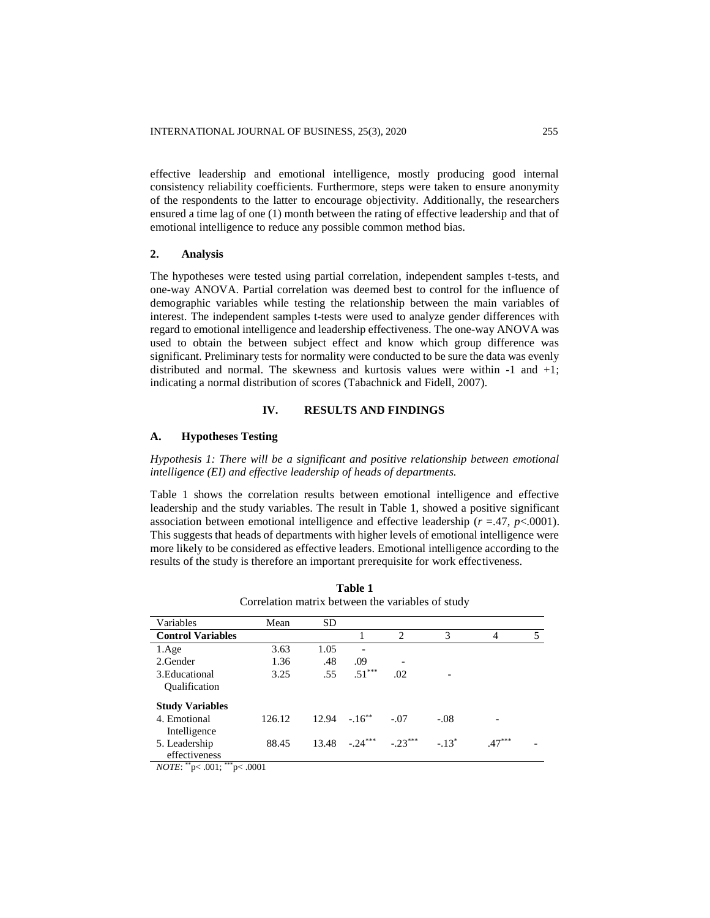effective leadership and emotional intelligence, mostly producing good internal consistency reliability coefficients. Furthermore, steps were taken to ensure anonymity of the respondents to the latter to encourage objectivity. Additionally, the researchers ensured a time lag of one (1) month between the rating of effective leadership and that of emotional intelligence to reduce any possible common method bias.

### 2. Analysis

The hypotheses were tested using partial correlation, independent samples t-tests, and one-way ANOVA. Partial correlation was deemed best to control for the influence of demographic variables while testing the relationship between the main variables of interest. The independent samples t-tests were used to analyze gender differences with regard to emotional intelligence and leadership effectiveness. The one-way ANOVA was used to obtain the between subject effect and know which group difference was significant. Preliminary tests for normality were conducted to be sure the data was evenly distributed and normal. The skewness and kurtosis values were within -1 and +1; indicating a normal distribution of scores (Tabachnick and Fidell, 2007).

## IV. RESULTS AND FINDINGS

### A. Hypotheses Testing

*Hypothesis 1: There will be a significant and positive relationship between emotional intelligence (EI) and effective leadership of heads of departments.*

Table 1 shows the correlation results between emotional intelligence and effective leadership and the study variables. The result in Table 1, showed a positive significant association between emotional intelligence and effective leadership ($r$ =.47, $p$<.0001). This suggests that heads of departments with higher levels of emotional intelligence were more likely to be considered as effective leaders. Emotional intelligence according to the results of the study is therefore an important prerequisite for work effectiveness.

**Table 1**
Correlation matrix between the variables of study

| Variables | Mean | SD | | | | | |
|---|---|---|---|---|---|---|---|
| **Control Variables** | | | 1 | 2 | 3 | 4 | 5 |
| 1.Age | 3.63 | 1.05 | - | | | | |
| 2.Gender | 1.36 | .48 | .09 | - | | | |
| 3.Educational Qualification | 3.25 | .55 | $.51^{***}$ | .02 | - | | |
| **Study Variables** | | | | | | | |
| 4. Emotional Intelligence | 126.12 | 12.94 | $-.16^{**}$ | -.07 | -.08 | - | |
| 5. Leadership effectiveness | 88.45 | 13.48 | $-.24^{***}$ | $-.23^{***}$ | $-.13^{*}$ | $.47^{***}$ | - |

*NOTE*: $^{**}$p< .001; $^{***}$p< .0001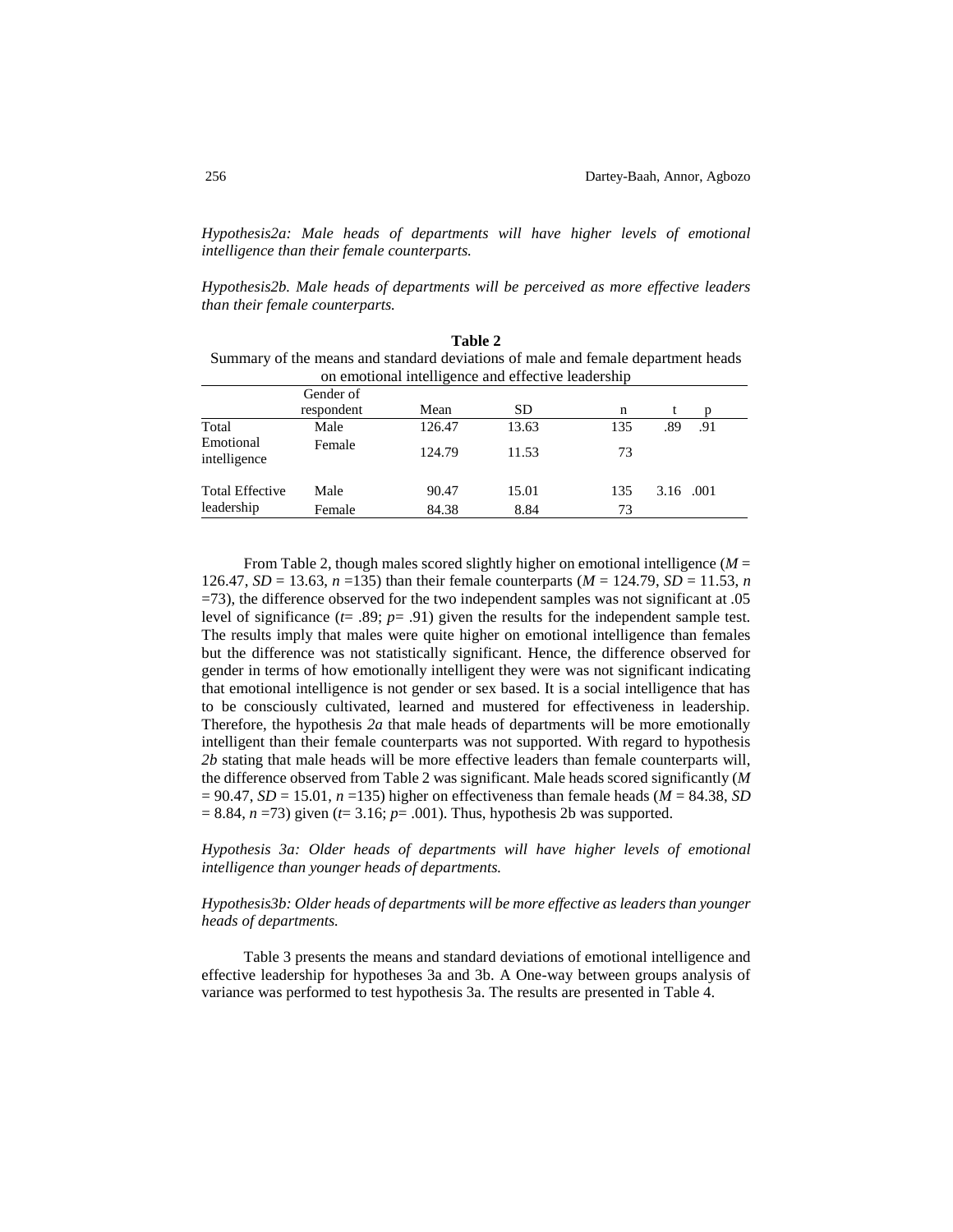*Hypothesis2a: Male heads of departments will have higher levels of emotional intelligence than their female counterparts.*

*Hypothesis2b. Male heads of departments will be perceived as more effective leaders than their female counterparts.*

**Table 2**

Summary of the means and standard deviations of male and female department heads on emotional intelligence and effective leadership

| | Gender of respondent | Mean | SD | n | t | p |
|---|---|---|---|---|---|---|
| Total Emotional intelligence | Male | 126.47 | 13.63 | 135 | .89 | .91 |
| | Female | 124.79 | 11.53 | 73 | | |
| Total Effective leadership | Male | 90.47 | 15.01 | 135 | 3.16 | .001 |
| | Female | 84.38 | 8.84 | 73 | | |

From Table 2, though males scored slightly higher on emotional intelligence ($M$ = 126.47, $SD$ = 13.63, $n$ =135) than their female counterparts ($M$ = 124.79, $SD$ = 11.53, $n$ =73), the difference observed for the two independent samples was not significant at .05 level of significance ($t$= .89; $p$= .91) given the results for the independent sample test. The results imply that males were quite higher on emotional intelligence than females but the difference was not statistically significant. Hence, the difference observed for gender in terms of how emotionally intelligent they were was not significant indicating that emotional intelligence is not gender or sex based. It is a social intelligence that has to be consciously cultivated, learned and mustered for effectiveness in leadership. Therefore, the hypothesis *2a* that male heads of departments will be more emotionally intelligent than their female counterparts was not supported. With regard to hypothesis *2b* stating that male heads will be more effective leaders than female counterparts will, the difference observed from Table 2 was significant. Male heads scored significantly ($M$ = 90.47, $SD$ = 15.01, $n$ =135) higher on effectiveness than female heads ($M$ = 84.38, $SD$ = 8.84, $n$ =73) given ($t$= 3.16; $p$= .001). Thus, hypothesis 2b was supported.

*Hypothesis 3a: Older heads of departments will have higher levels of emotional intelligence than younger heads of departments.*

*Hypothesis3b: Older heads of departments will be more effective as leaders than younger heads of departments.*

Table 3 presents the means and standard deviations of emotional intelligence and effective leadership for hypotheses 3a and 3b. A One-way between groups analysis of variance was performed to test hypothesis 3a. The results are presented in Table 4.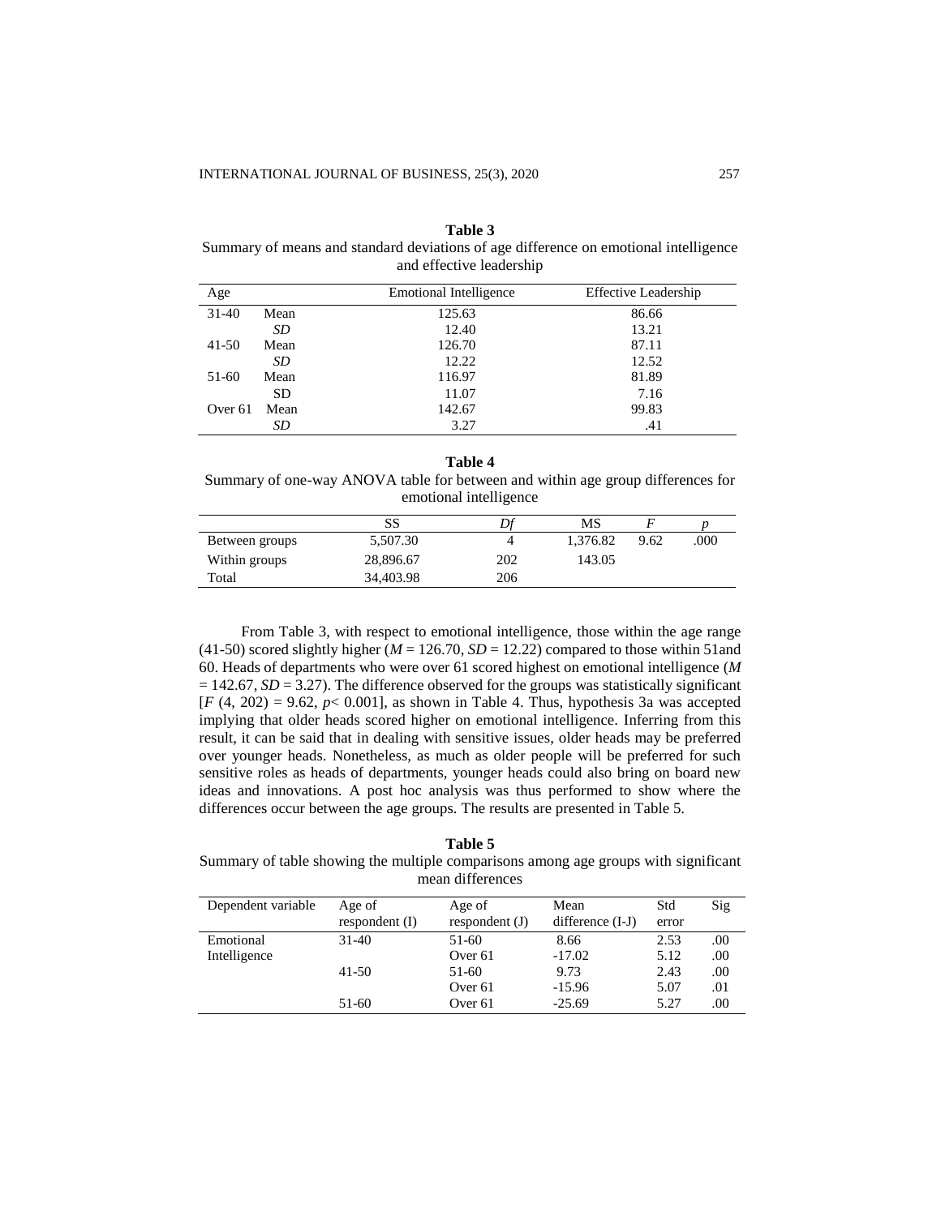**Table 3**

Summary of means and standard deviations of age difference on emotional intelligence and effective leadership

| Age | | Emotional Intelligence | Effective Leadership |
|---|---|---|---|
| 31-40 | Mean | 125.63 | 86.66 |
| | *SD* | 12.40 | 13.21 |
| 41-50 | Mean | 126.70 | 87.11 |
| | *SD* | 12.22 | 12.52 |
| 51-60 | Mean | 116.97 | 81.89 |
| | SD | 11.07 | 7.16 |
| Over 61 | Mean | 142.67 | 99.83 |
| | *SD* | 3.27 | .41 |

**Table 4**

Summary of one-way ANOVA table for between and within age group differences for emotional intelligence

| | SS | *Df* | MS | *F* | *p* |
|---|---|---|---|---|---|
| Between groups | 5,507.30 | 4 | 1,376.82 | 9.62 | .000 |
| Within groups | 28,896.67 | 202 | 143.05 | | |
| Total | 34,403.98 | 206 | | | |

From Table 3, with respect to emotional intelligence, those within the age range (41-50) scored slightly higher ($M$ = 126.70, $SD$ = 12.22) compared to those within 51and 60. Heads of departments who were over 61 scored highest on emotional intelligence ($M$ = 142.67, $SD$ = 3.27). The difference observed for the groups was statistically significant [$F$ (4, 202) = 9.62, $p$< 0.001], as shown in Table 4. Thus, hypothesis 3a was accepted implying that older heads scored higher on emotional intelligence. Inferring from this result, it can be said that in dealing with sensitive issues, older heads may be preferred over younger heads. Nonetheless, as much as older people will be preferred for such sensitive roles as heads of departments, younger heads could also bring on board new ideas and innovations. A post hoc analysis was thus performed to show where the differences occur between the age groups. The results are presented in Table 5.

**Table 5**

Summary of table showing the multiple comparisons among age groups with significant mean differences

| Dependent variable | Age of respondent (I) | Age of respondent (J) | Mean difference (I-J) | Std error | Sig |
|---|---|---|---|---|---|
| Emotional Intelligence | 31-40 | 51-60 | 8.66 | 2.53 | .00 |
| | | Over 61 | -17.02 | 5.12 | .00 |
| | 41-50 | 51-60 | 9.73 | 2.43 | .00 |
| | | Over 61 | -15.96 | 5.07 | .01 |
| | 51-60 | Over 61 | -25.69 | 5.27 | .00 |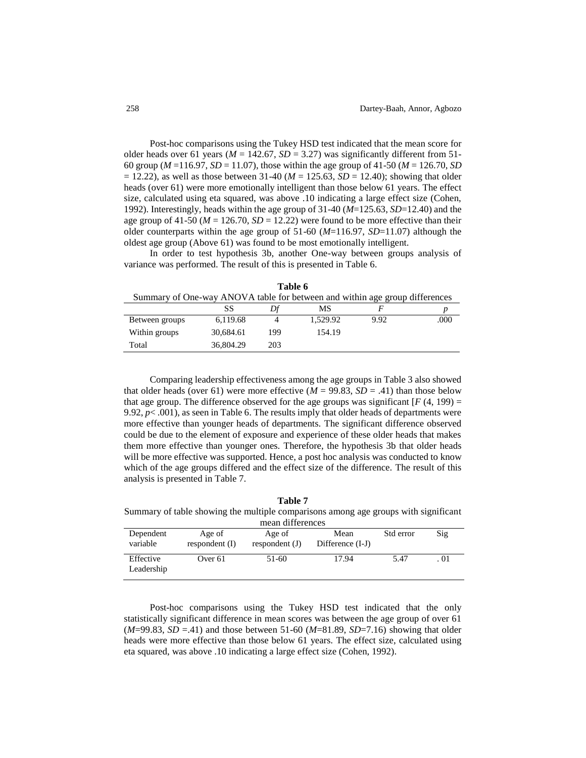Post-hoc comparisons using the Tukey HSD test indicated that the mean score for older heads over 61 years ($M$ = 142.67, $SD$ = 3.27) was significantly different from 51-60 group ($M$ =116.97, $SD$ = 11.07), those within the age group of 41-50 ($M$ = 126.70, $SD$ = 12.22), as well as those between 31-40 ($M$ = 125.63, $SD$ = 12.40); showing that older heads (over 61) were more emotionally intelligent than those below 61 years. The effect size, calculated using eta squared, was above .10 indicating a large effect size (Cohen, 1992). Interestingly, heads within the age group of 31-40 ($M$=125.63, $SD$=12.40) and the age group of 41-50 ($M$ = 126.70, $SD$ = 12.22) were found to be more effective than their older counterparts within the age group of 51-60 ($M$=116.97, $SD$=11.07) although the oldest age group (Above 61) was found to be most emotionally intelligent.

In order to test hypothesis 3b, another One-way between groups analysis of variance was performed. The result of this is presented in Table 6.

**Table 6**

Summary of One-way ANOVA table for between and within age group differences

| | SS | *Df* | MS | *F* | *p* |
|---|---|---|---|---|---|
| Between groups | 6,119.68 | 4 | 1,529.92 | 9.92 | .000 |
| Within groups | 30,684.61 | 199 | 154.19 | | |
| Total | 36,804.29 | 203 | | | |

Comparing leadership effectiveness among the age groups in Table 3 also showed that older heads (over 61) were more effective ($M$ = 99.83, $SD$ = .41) than those below that age group. The difference observed for the age groups was significant [$F$ (4, 199) = 9.92, $p$< .001), as seen in Table 6. The results imply that older heads of departments were more effective than younger heads of departments. The significant difference observed could be due to the element of exposure and experience of these older heads that makes them more effective than younger ones. Therefore, the hypothesis 3b that older heads will be more effective was supported. Hence, a post hoc analysis was conducted to know which of the age groups differed and the effect size of the difference. The result of this analysis is presented in Table 7.

**Table 7**

Summary of table showing the multiple comparisons among age groups with significant mean differences

| Dependent variable | Age of respondent (I) | Age of respondent (J) | Mean Difference (I-J) | Std error | Sig |
|---|---|---|---|---|---|
| Effective Leadership | Over 61 | 51-60 | 17.94 | 5.47 | . 01 |

Post-hoc comparisons using the Tukey HSD test indicated that the only statistically significant difference in mean scores was between the age group of over 61 ($M$=99.83, $SD$ =.41) and those between 51-60 ($M$=81.89, $SD$=7.16) showing that older heads were more effective than those below 61 years. The effect size, calculated using eta squared, was above .10 indicating a large effect size (Cohen, 1992).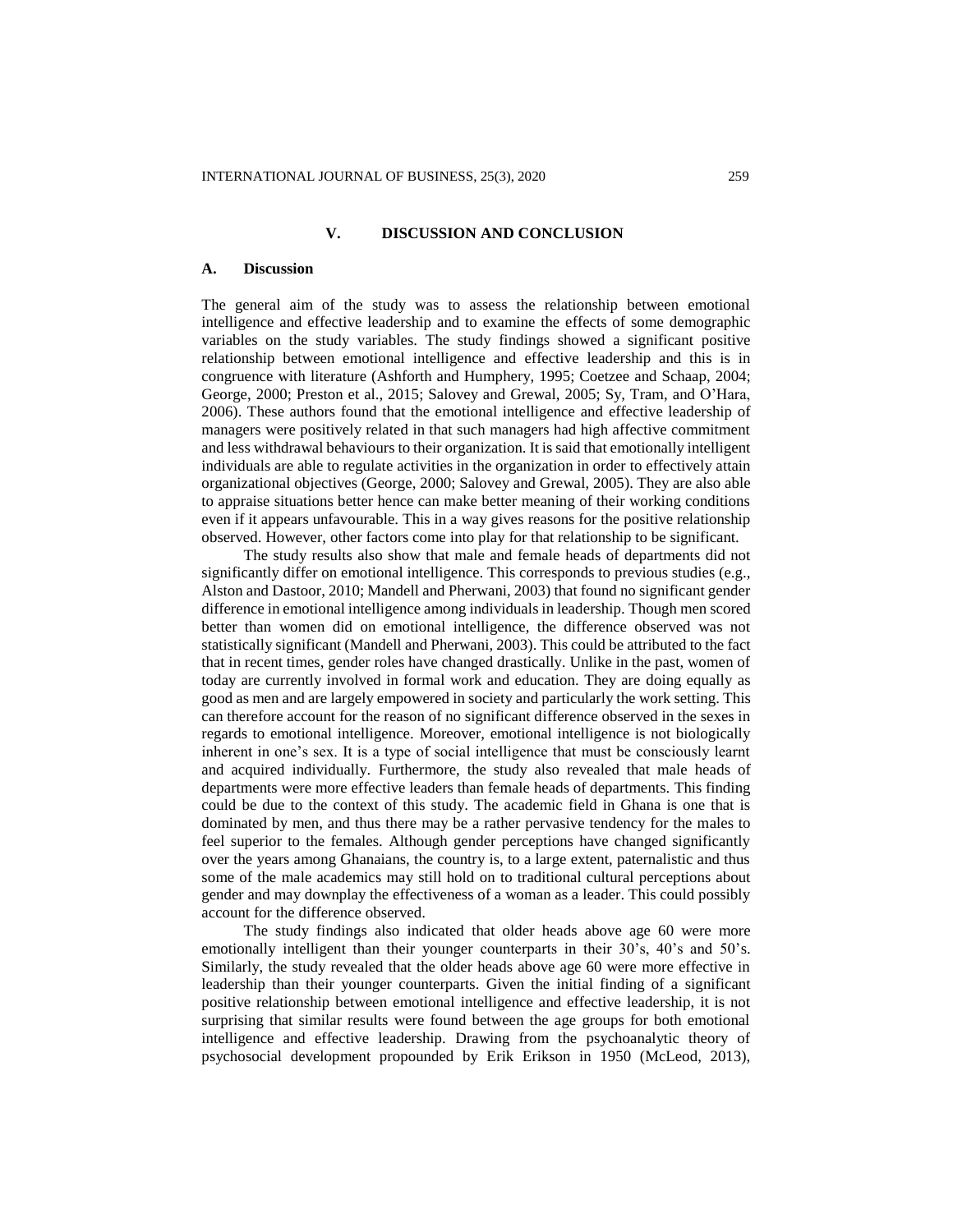## V. DISCUSSION AND CONCLUSION

### A. Discussion

The general aim of the study was to assess the relationship between emotional intelligence and effective leadership and to examine the effects of some demographic variables on the study variables. The study findings showed a significant positive relationship between emotional intelligence and effective leadership and this is in congruence with literature (Ashforth and Humphery, 1995; Coetzee and Schaap, 2004; George, 2000; Preston et al., 2015; Salovey and Grewal, 2005; Sy, Tram, and O'Hara, 2006). These authors found that the emotional intelligence and effective leadership of managers were positively related in that such managers had high affective commitment and less withdrawal behaviours to their organization. It is said that emotionally intelligent individuals are able to regulate activities in the organization in order to effectively attain organizational objectives (George, 2000; Salovey and Grewal, 2005). They are also able to appraise situations better hence can make better meaning of their working conditions even if it appears unfavourable. This in a way gives reasons for the positive relationship observed. However, other factors come into play for that relationship to be significant.

The study results also show that male and female heads of departments did not significantly differ on emotional intelligence. This corresponds to previous studies (e.g., Alston and Dastoor, 2010; Mandell and Pherwani, 2003) that found no significant gender difference in emotional intelligence among individuals in leadership. Though men scored better than women did on emotional intelligence, the difference observed was not statistically significant (Mandell and Pherwani, 2003). This could be attributed to the fact that in recent times, gender roles have changed drastically. Unlike in the past, women of today are currently involved in formal work and education. They are doing equally as good as men and are largely empowered in society and particularly the work setting. This can therefore account for the reason of no significant difference observed in the sexes in regards to emotional intelligence. Moreover, emotional intelligence is not biologically inherent in one's sex. It is a type of social intelligence that must be consciously learnt and acquired individually. Furthermore, the study also revealed that male heads of departments were more effective leaders than female heads of departments. This finding could be due to the context of this study. The academic field in Ghana is one that is dominated by men, and thus there may be a rather pervasive tendency for the males to feel superior to the females. Although gender perceptions have changed significantly over the years among Ghanaians, the country is, to a large extent, paternalistic and thus some of the male academics may still hold on to traditional cultural perceptions about gender and may downplay the effectiveness of a woman as a leader. This could possibly account for the difference observed.

The study findings also indicated that older heads above age 60 were more emotionally intelligent than their younger counterparts in their 30's, 40's and 50's. Similarly, the study revealed that the older heads above age 60 were more effective in leadership than their younger counterparts. Given the initial finding of a significant positive relationship between emotional intelligence and effective leadership, it is not surprising that similar results were found between the age groups for both emotional intelligence and effective leadership. Drawing from the psychoanalytic theory of psychosocial development propounded by Erik Erikson in 1950 (McLeod, 2013),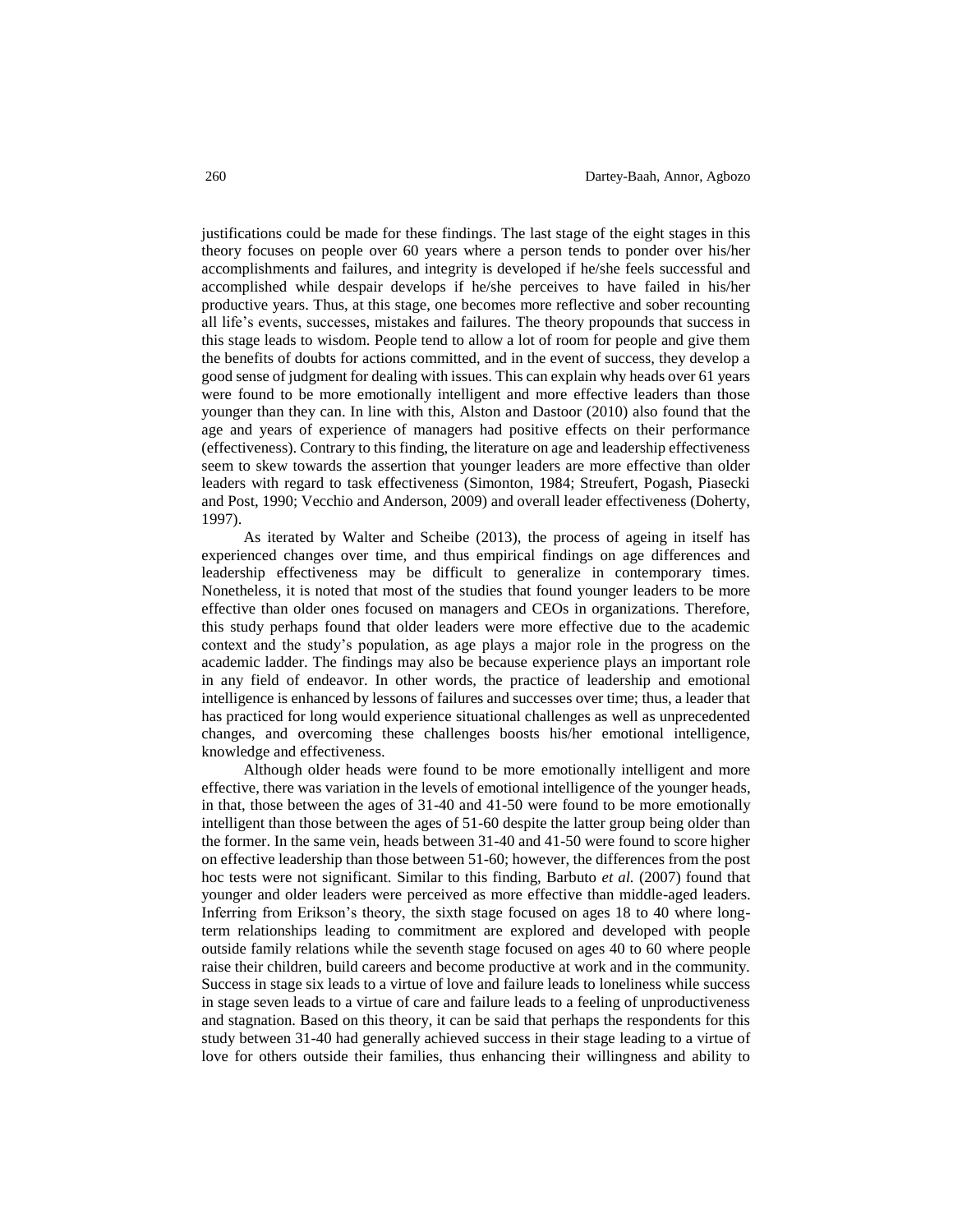justifications could be made for these findings. The last stage of the eight stages in this theory focuses on people over 60 years where a person tends to ponder over his/her accomplishments and failures, and integrity is developed if he/she feels successful and accomplished while despair develops if he/she perceives to have failed in his/her productive years. Thus, at this stage, one becomes more reflective and sober recounting all life's events, successes, mistakes and failures. The theory propounds that success in this stage leads to wisdom. People tend to allow a lot of room for people and give them the benefits of doubts for actions committed, and in the event of success, they develop a good sense of judgment for dealing with issues. This can explain why heads over 61 years were found to be more emotionally intelligent and more effective leaders than those younger than they can. In line with this, Alston and Dastoor (2010) also found that the age and years of experience of managers had positive effects on their performance (effectiveness). Contrary to this finding, the literature on age and leadership effectiveness seem to skew towards the assertion that younger leaders are more effective than older leaders with regard to task effectiveness (Simonton, 1984; Streufert, Pogash, Piasecki and Post, 1990; Vecchio and Anderson, 2009) and overall leader effectiveness (Doherty, 1997).

As iterated by Walter and Scheibe (2013), the process of ageing in itself has experienced changes over time, and thus empirical findings on age differences and leadership effectiveness may be difficult to generalize in contemporary times. Nonetheless, it is noted that most of the studies that found younger leaders to be more effective than older ones focused on managers and CEOs in organizations. Therefore, this study perhaps found that older leaders were more effective due to the academic context and the study's population, as age plays a major role in the progress on the academic ladder. The findings may also be because experience plays an important role in any field of endeavor. In other words, the practice of leadership and emotional intelligence is enhanced by lessons of failures and successes over time; thus, a leader that has practiced for long would experience situational challenges as well as unprecedented changes, and overcoming these challenges boosts his/her emotional intelligence, knowledge and effectiveness.

Although older heads were found to be more emotionally intelligent and more effective, there was variation in the levels of emotional intelligence of the younger heads, in that, those between the ages of 31-40 and 41-50 were found to be more emotionally intelligent than those between the ages of 51-60 despite the latter group being older than the former. In the same vein, heads between 31-40 and 41-50 were found to score higher on effective leadership than those between 51-60; however, the differences from the post hoc tests were not significant. Similar to this finding, Barbuto *et al.* (2007) found that younger and older leaders were perceived as more effective than middle-aged leaders. Inferring from Erikson's theory, the sixth stage focused on ages 18 to 40 where long-term relationships leading to commitment are explored and developed with people outside family relations while the seventh stage focused on ages 40 to 60 where people raise their children, build careers and become productive at work and in the community. Success in stage six leads to a virtue of love and failure leads to loneliness while success in stage seven leads to a virtue of care and failure leads to a feeling of unproductiveness and stagnation. Based on this theory, it can be said that perhaps the respondents for this study between 31-40 had generally achieved success in their stage leading to a virtue of love for others outside their families, thus enhancing their willingness and ability to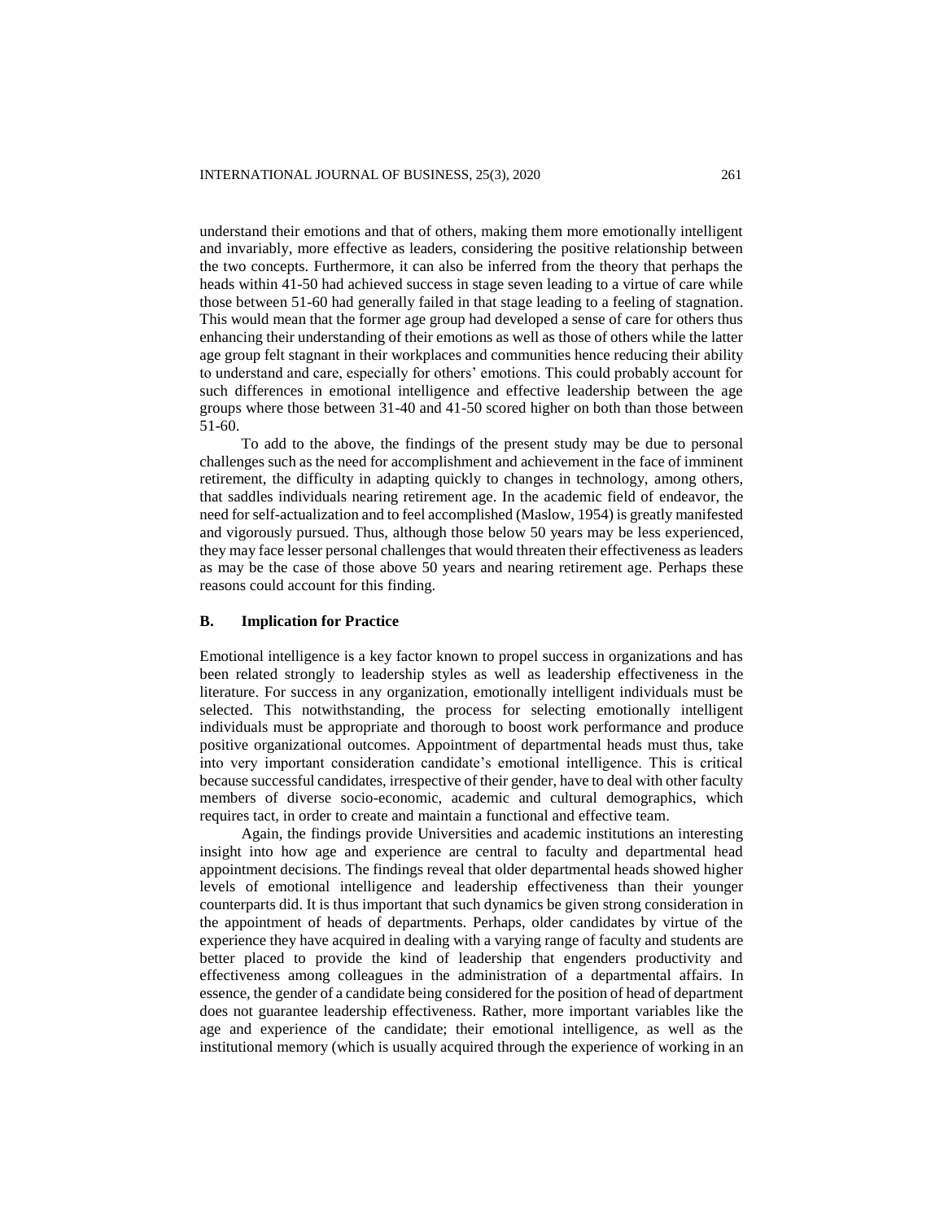understand their emotions and that of others, making them more emotionally intelligent and invariably, more effective as leaders, considering the positive relationship between the two concepts. Furthermore, it can also be inferred from the theory that perhaps the heads within 41-50 had achieved success in stage seven leading to a virtue of care while those between 51-60 had generally failed in that stage leading to a feeling of stagnation. This would mean that the former age group had developed a sense of care for others thus enhancing their understanding of their emotions as well as those of others while the latter age group felt stagnant in their workplaces and communities hence reducing their ability to understand and care, especially for others' emotions. This could probably account for such differences in emotional intelligence and effective leadership between the age groups where those between 31-40 and 41-50 scored higher on both than those between 51-60.

To add to the above, the findings of the present study may be due to personal challenges such as the need for accomplishment and achievement in the face of imminent retirement, the difficulty in adapting quickly to changes in technology, among others, that saddles individuals nearing retirement age. In the academic field of endeavor, the need for self-actualization and to feel accomplished (Maslow, 1954) is greatly manifested and vigorously pursued. Thus, although those below 50 years may be less experienced, they may face lesser personal challenges that would threaten their effectiveness as leaders as may be the case of those above 50 years and nearing retirement age. Perhaps these reasons could account for this finding.

## B. Implication for Practice

Emotional intelligence is a key factor known to propel success in organizations and has been related strongly to leadership styles as well as leadership effectiveness in the literature. For success in any organization, emotionally intelligent individuals must be selected. This notwithstanding, the process for selecting emotionally intelligent individuals must be appropriate and thorough to boost work performance and produce positive organizational outcomes. Appointment of departmental heads must thus, take into very important consideration candidate's emotional intelligence. This is critical because successful candidates, irrespective of their gender, have to deal with other faculty members of diverse socio-economic, academic and cultural demographics, which requires tact, in order to create and maintain a functional and effective team.

Again, the findings provide Universities and academic institutions an interesting insight into how age and experience are central to faculty and departmental head appointment decisions. The findings reveal that older departmental heads showed higher levels of emotional intelligence and leadership effectiveness than their younger counterparts did. It is thus important that such dynamics be given strong consideration in the appointment of heads of departments. Perhaps, older candidates by virtue of the experience they have acquired in dealing with a varying range of faculty and students are better placed to provide the kind of leadership that engenders productivity and effectiveness among colleagues in the administration of a departmental affairs. In essence, the gender of a candidate being considered for the position of head of department does not guarantee leadership effectiveness. Rather, more important variables like the age and experience of the candidate; their emotional intelligence, as well as the institutional memory (which is usually acquired through the experience of working in an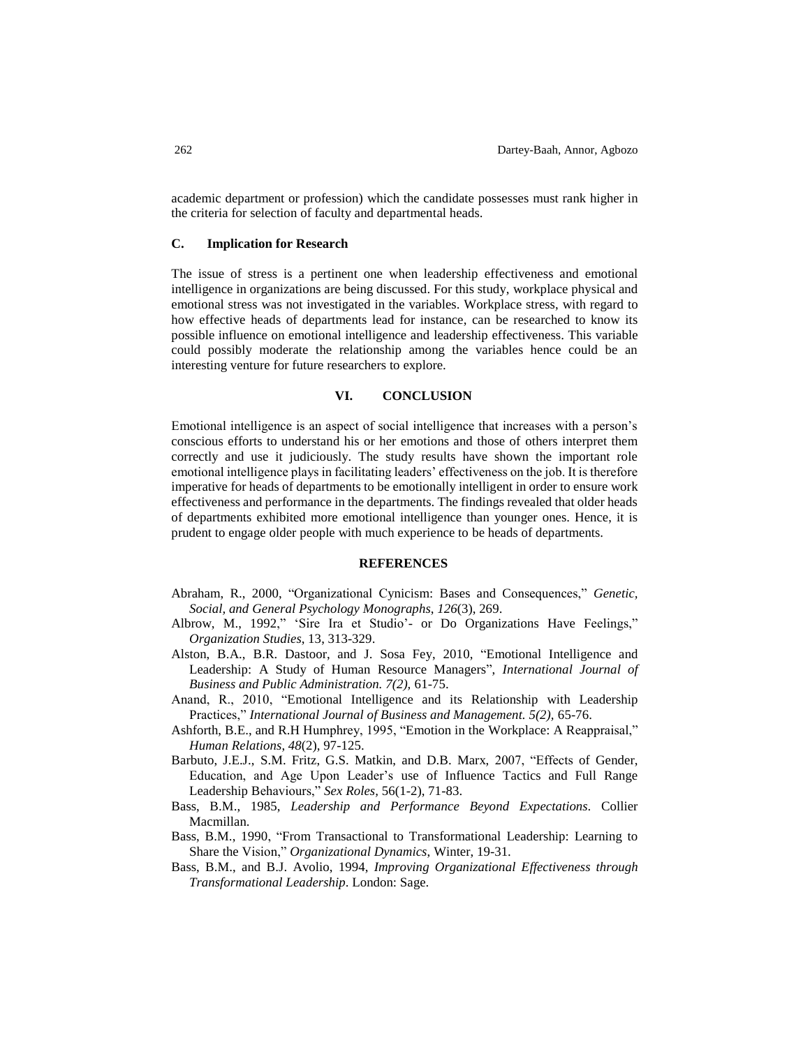academic department or profession) which the candidate possesses must rank higher in the criteria for selection of faculty and departmental heads.

### C. Implication for Research

The issue of stress is a pertinent one when leadership effectiveness and emotional intelligence in organizations are being discussed. For this study, workplace physical and emotional stress was not investigated in the variables. Workplace stress, with regard to how effective heads of departments lead for instance, can be researched to know its possible influence on emotional intelligence and leadership effectiveness. This variable could possibly moderate the relationship among the variables hence could be an interesting venture for future researchers to explore.

## VI. CONCLUSION

Emotional intelligence is an aspect of social intelligence that increases with a person's conscious efforts to understand his or her emotions and those of others interpret them correctly and use it judiciously. The study results have shown the important role emotional intelligence plays in facilitating leaders' effectiveness on the job. It is therefore imperative for heads of departments to be emotionally intelligent in order to ensure work effectiveness and performance in the departments. The findings revealed that older heads of departments exhibited more emotional intelligence than younger ones. Hence, it is prudent to engage older people with much experience to be heads of departments.

## REFERENCES

Abraham, R., 2000, "Organizational Cynicism: Bases and Consequences," *Genetic, Social, and General Psychology Monographs, 126*(3), 269.

Albrow, M., 1992," 'Sire Ira et Studio'- or Do Organizations Have Feelings," *Organization Studies*, 13, 313-329.

Alston, B.A., B.R. Dastoor, and J. Sosa Fey, 2010, "Emotional Intelligence and Leadership: A Study of Human Resource Managers", *International Journal of Business and Public Administration. 7(2),* 61-75.

Anand, R., 2010, "Emotional Intelligence and its Relationship with Leadership Practices," *International Journal of Business and Management. 5(2),* 65-76.

Ashforth, B.E., and R.H Humphrey, 1995, "Emotion in the Workplace: A Reappraisal," *Human Relations, 48*(2), 97-125.

Barbuto, J.E.J., S.M. Fritz, G.S. Matkin, and D.B. Marx, 2007, "Effects of Gender, Education, and Age Upon Leader's use of Influence Tactics and Full Range Leadership Behaviours," *Sex Roles,* 56(1-2), 71-83.

Bass, B.M., 1985, *Leadership and Performance Beyond Expectations*. Collier Macmillan.

Bass, B.M., 1990, "From Transactional to Transformational Leadership: Learning to Share the Vision," *Organizational Dynamics*, Winter, 19-31.

Bass, B.M., and B.J. Avolio, 1994, *Improving Organizational Effectiveness through Transformational Leadership*. London: Sage.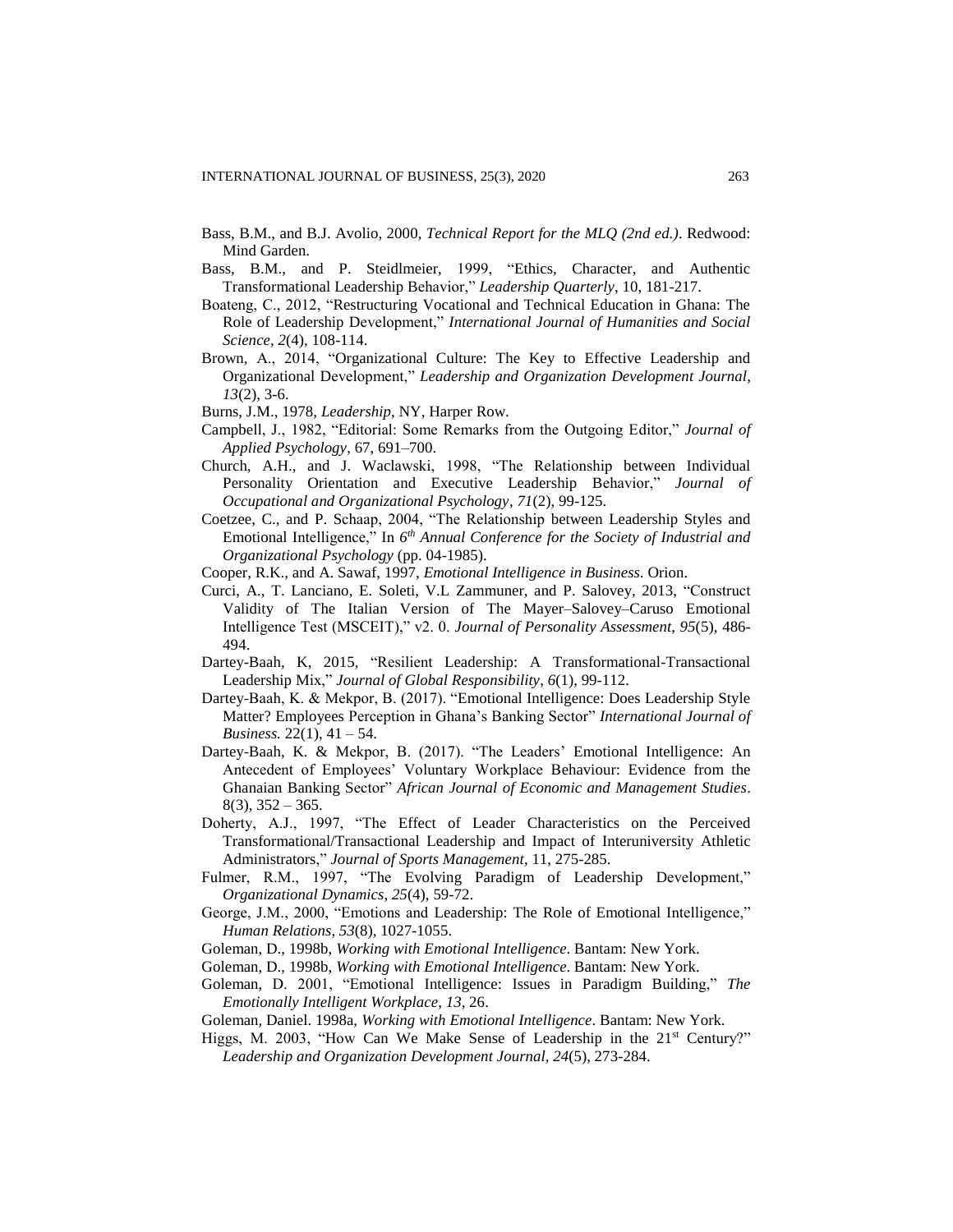Bass, B.M., and B.J. Avolio, 2000, *Technical Report for the MLQ (2nd ed.)*. Redwood: Mind Garden.

Bass, B.M., and P. Steidlmeier, 1999, "Ethics, Character, and Authentic Transformational Leadership Behavior," *Leadership Quarterly*, 10, 181-217.

Boateng, C., 2012, "Restructuring Vocational and Technical Education in Ghana: The Role of Leadership Development," *International Journal of Humanities and Social Science*, *2*(4), 108-114.

Brown, A., 2014, "Organizational Culture: The Key to Effective Leadership and Organizational Development," *Leadership and Organization Development Journal*, *13*(2), 3-6.

Burns, J.M., 1978, *Leadership*, NY, Harper Row.

Campbell, J., 1982, "Editorial: Some Remarks from the Outgoing Editor," *Journal of Applied Psychology*, 67, 691–700.

Church, A.H., and J. Waclawski, 1998, "The Relationship between Individual Personality Orientation and Executive Leadership Behavior," *Journal of Occupational and Organizational Psychology*, *71*(2), 99-125.

Coetzee, C., and P. Schaap, 2004, "The Relationship between Leadership Styles and Emotional Intelligence," In *6th Annual Conference for the Society of Industrial and Organizational Psychology* (pp. 04-1985).

Cooper, R.K., and A. Sawaf, 1997, *Emotional Intelligence in Business*. Orion.

Curci, A., T. Lanciano, E. Soleti, V.L Zammuner, and P. Salovey, 2013, "Construct Validity of The Italian Version of The Mayer–Salovey–Caruso Emotional Intelligence Test (MSCEIT)," v2. 0. *Journal of Personality Assessment*, *95*(5), 486-494.

Dartey-Baah, K, 2015, "Resilient Leadership: A Transformational-Transactional Leadership Mix," *Journal of Global Responsibility*, *6*(1), 99-112.

Dartey-Baah, K. & Mekpor, B. (2017). "Emotional Intelligence: Does Leadership Style Matter? Employees Perception in Ghana's Banking Sector" *International Journal of Business.* 22(1), 41 – 54.

Dartey-Baah, K. & Mekpor, B. (2017). "The Leaders' Emotional Intelligence: An Antecedent of Employees' Voluntary Workplace Behaviour: Evidence from the Ghanaian Banking Sector" *African Journal of Economic and Management Studies*. 8(3), 352 – 365.

Doherty, A.J., 1997, "The Effect of Leader Characteristics on the Perceived Transformational/Transactional Leadership and Impact of Interuniversity Athletic Administrators," *Journal of Sports Management*, 11, 275-285.

Fulmer, R.M., 1997, "The Evolving Paradigm of Leadership Development," *Organizational Dynamics*, *25*(4), 59-72.

George, J.M., 2000, "Emotions and Leadership: The Role of Emotional Intelligence," *Human Relations, 53*(8), 1027-1055.

Goleman, D., 1998b, *Working with Emotional Intelligence*. Bantam: New York.

Goleman, D., 1998b, *Working with Emotional Intelligence*. Bantam: New York.

Goleman, D. 2001, "Emotional Intelligence: Issues in Paradigm Building," *The Emotionally Intelligent Workplace*, *13*, 26.

Goleman, Daniel. 1998a, *Working with Emotional Intelligence*. Bantam: New York.

Higgs, M. 2003, "How Can We Make Sense of Leadership in the 21st Century?" *Leadership and Organization Development Journal*, *24*(5), 273-284.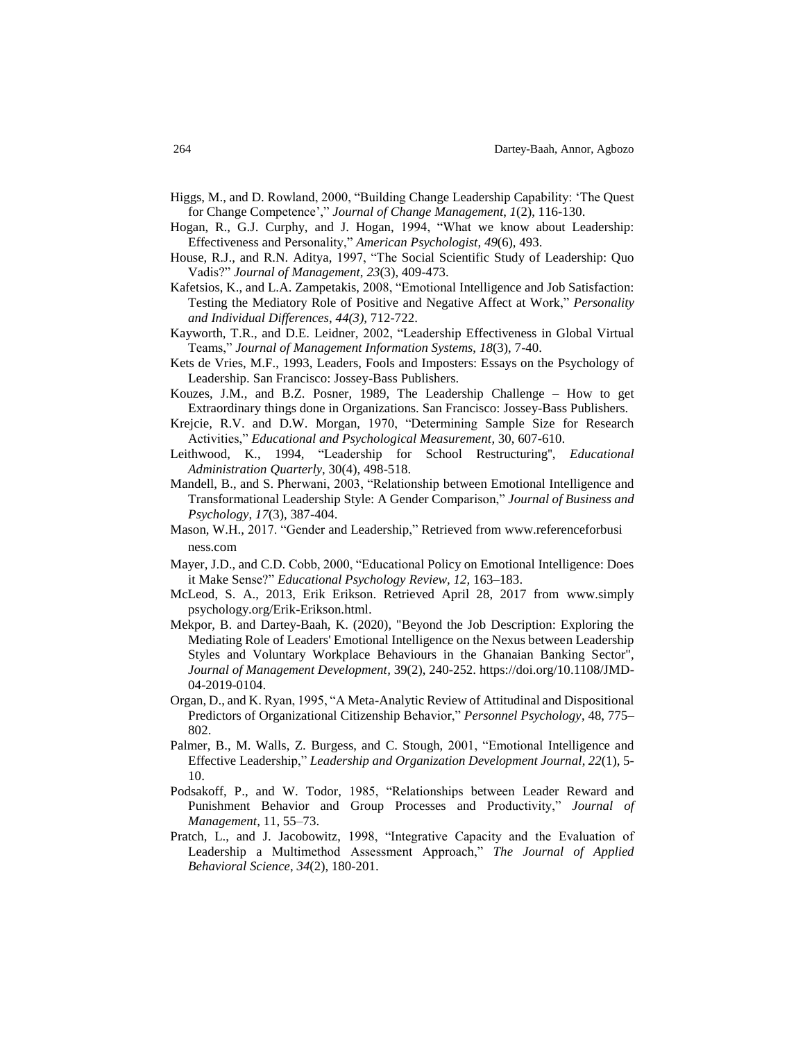Higgs, M., and D. Rowland, 2000, "Building Change Leadership Capability: 'The Quest for Change Competence'," *Journal of Change Management*, *1*(2), 116-130.

Hogan, R., G.J. Curphy, and J. Hogan, 1994, "What we know about Leadership: Effectiveness and Personality," *American Psychologist*, *49*(6), 493.

House, R.J., and R.N. Aditya, 1997, "The Social Scientific Study of Leadership: Quo Vadis?" *Journal of Management*, *23*(3), 409-473.

Kafetsios, K., and L.A. Zampetakis, 2008, "Emotional Intelligence and Job Satisfaction: Testing the Mediatory Role of Positive and Negative Affect at Work," *Personality and Individual Differences*, *44(3)*, 712-722.

Kayworth, T.R., and D.E. Leidner, 2002, "Leadership Effectiveness in Global Virtual Teams," *Journal of Management Information Systems*, *18*(3), 7-40.

Kets de Vries, M.F., 1993, Leaders, Fools and Imposters: Essays on the Psychology of Leadership. San Francisco: Jossey-Bass Publishers.

Kouzes, J.M., and B.Z. Posner, 1989, The Leadership Challenge – How to get Extraordinary things done in Organizations. San Francisco: Jossey-Bass Publishers.

Krejcie, R.V. and D.W. Morgan, 1970, "Determining Sample Size for Research Activities," *Educational and Psychological Measurement*, 30, 607-610.

Leithwood, K., 1994, "Leadership for School Restructuring", *Educational Administration Quarterly*, 30(4), 498-518.

Mandell, B., and S. Pherwani, 2003, "Relationship between Emotional Intelligence and Transformational Leadership Style: A Gender Comparison," *Journal of Business and Psychology*, *17*(3), 387-404.

Mason, W.H., 2017. "Gender and Leadership," Retrieved from www.referenceforbusiness.com

Mayer, J.D., and C.D. Cobb, 2000, "Educational Policy on Emotional Intelligence: Does it Make Sense?" *Educational Psychology Review, 12,* 163–183.

McLeod, S. A., 2013, Erik Erikson. Retrieved April 28, 2017 from www.simplypsychology.org/Erik-Erikson.html.

Mekpor, B. and Dartey-Baah, K. (2020), "Beyond the Job Description: Exploring the Mediating Role of Leaders' Emotional Intelligence on the Nexus between Leadership Styles and Voluntary Workplace Behaviours in the Ghanaian Banking Sector", *Journal of Management Development,* 39(2), 240-252. https://doi.org/10.1108/JMD-04-2019-0104.

Organ, D., and K. Ryan, 1995, "A Meta-Analytic Review of Attitudinal and Dispositional Predictors of Organizational Citizenship Behavior," *Personnel Psychology*, 48, 775–802.

Palmer, B., M. Walls, Z. Burgess, and C. Stough, 2001, "Emotional Intelligence and Effective Leadership," *Leadership and Organization Development Journal*, *22*(1), 5-10.

Podsakoff, P., and W. Todor, 1985, "Relationships between Leader Reward and Punishment Behavior and Group Processes and Productivity," *Journal of Management,* 11, 55–73.

Pratch, L., and J. Jacobowitz, 1998, "Integrative Capacity and the Evaluation of Leadership a Multimethod Assessment Approach," *The Journal of Applied Behavioral Science*, *34*(2), 180-201.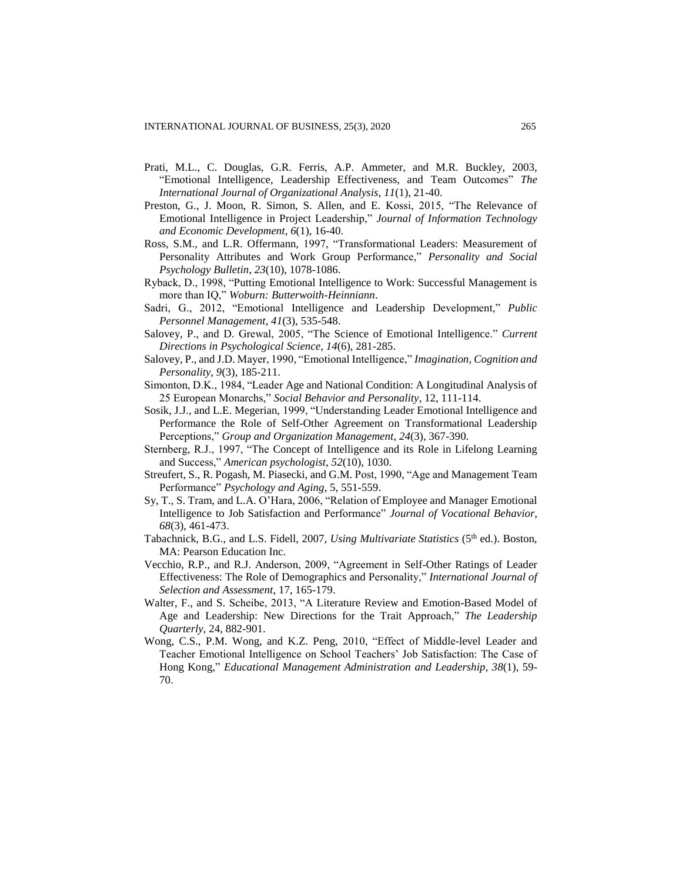Prati, M.L., C. Douglas, G.R. Ferris, A.P. Ammeter, and M.R. Buckley, 2003, "Emotional Intelligence, Leadership Effectiveness, and Team Outcomes" *The International Journal of Organizational Analysis*, *11*(1), 21-40.

Preston, G., J. Moon, R. Simon, S. Allen, and E. Kossi, 2015, "The Relevance of Emotional Intelligence in Project Leadership," *Journal of Information Technology and Economic Development*, *6*(1), 16-40.

Ross, S.M., and L.R. Offermann, 1997, "Transformational Leaders: Measurement of Personality Attributes and Work Group Performance," *Personality and Social Psychology Bulletin*, *23*(10), 1078-1086.

Ryback, D., 1998, "Putting Emotional Intelligence to Work: Successful Management is more than IQ," *Woburn: Butterwoith-Heinniann*.

Sadri, G., 2012, "Emotional Intelligence and Leadership Development," *Public Personnel Management*, *41*(3), 535-548.

Salovey, P., and D. Grewal, 2005, "The Science of Emotional Intelligence." *Current Directions in Psychological Science*, *14*(6), 281-285.

Salovey, P., and J.D. Mayer, 1990, "Emotional Intelligence," *Imagination, Cognition and Personality*, *9*(3), 185-211.

Simonton, D.K., 1984, "Leader Age and National Condition: A Longitudinal Analysis of 25 European Monarchs," *Social Behavior and Personality*, 12, 111-114.

Sosik, J.J., and L.E. Megerian, 1999, "Understanding Leader Emotional Intelligence and Performance the Role of Self-Other Agreement on Transformational Leadership Perceptions," *Group and Organization Management*, *24*(3), 367-390.

Sternberg, R.J., 1997, "The Concept of Intelligence and its Role in Lifelong Learning and Success," *American psychologist*, *52*(10), 1030.

Streufert, S., R. Pogash, M. Piasecki, and G.M. Post, 1990, "Age and Management Team Performance" *Psychology and Aging*, 5, 551-559.

Sy, T., S. Tram, and L.A. O'Hara, 2006, "Relation of Employee and Manager Emotional Intelligence to Job Satisfaction and Performance" *Journal of Vocational Behavior*, *68*(3), 461-473.

Tabachnick, B.G., and L.S. Fidell, 2007, *Using Multivariate Statistics* (5th ed.). Boston, MA: Pearson Education Inc.

Vecchio, R.P., and R.J. Anderson, 2009, "Agreement in Self-Other Ratings of Leader Effectiveness: The Role of Demographics and Personality," *International Journal of Selection and Assessment*, 17, 165-179.

Walter, F., and S. Scheibe, 2013, "A Literature Review and Emotion-Based Model of Age and Leadership: New Directions for the Trait Approach," *The Leadership Quarterly*, 24, 882-901.

Wong, C.S., P.M. Wong, and K.Z. Peng, 2010, "Effect of Middle-level Leader and Teacher Emotional Intelligence on School Teachers' Job Satisfaction: The Case of Hong Kong," *Educational Management Administration and Leadership*, *38*(1), 59-70.